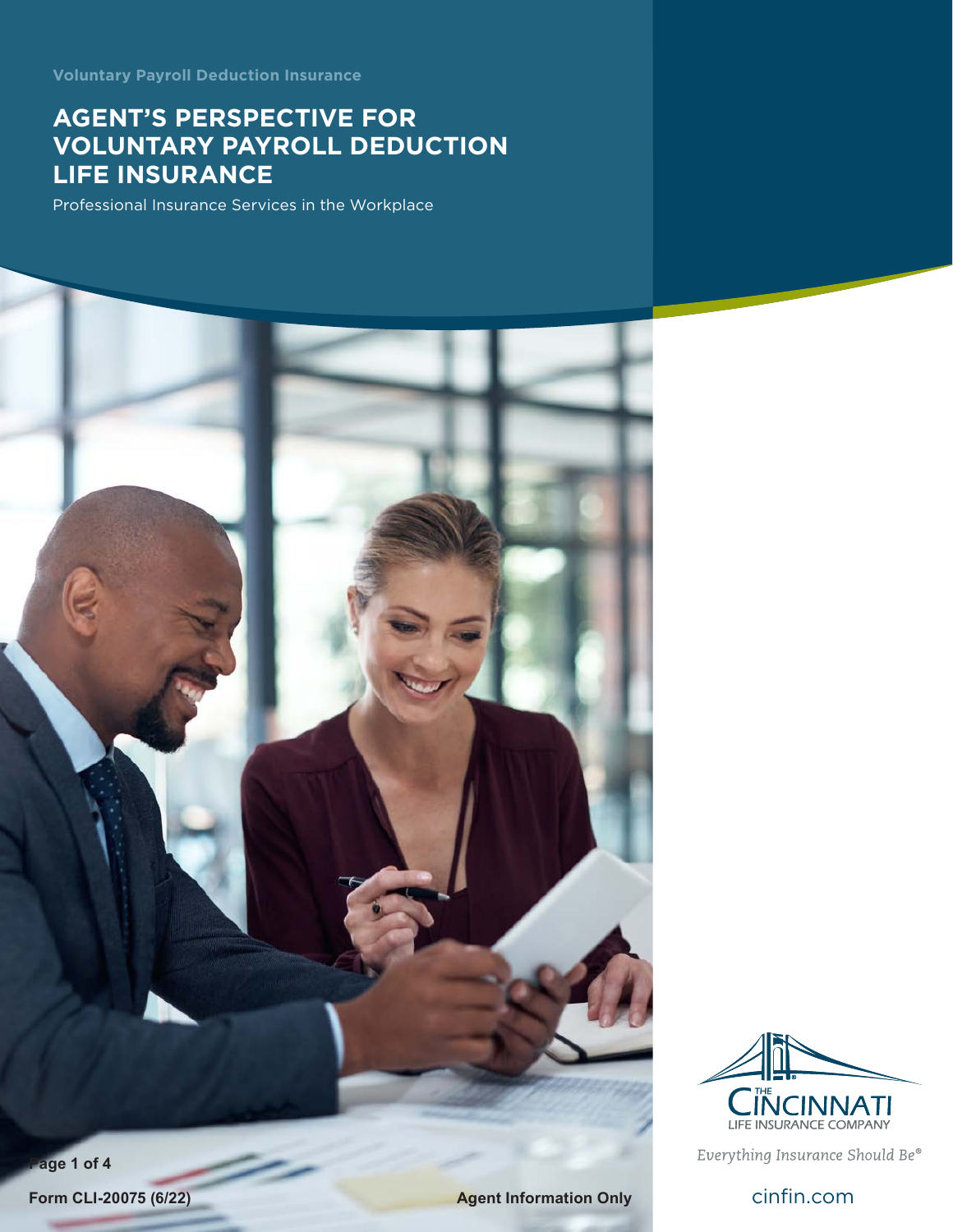Voluntary Payroll Deduction Insurance

# AGENT'S PERSPECTIVE FOR VOLUNTARY PAYROLL DEDUCTION LIFE INSURANCE

Professional Insurance Services in the Workplace

THE CINCINNATI LIFE INSURANCE COMPANY

*Everything Insurance Should Be®*

cinfin.com

Form CLI-20075 (6/22)

**Agent Information Only**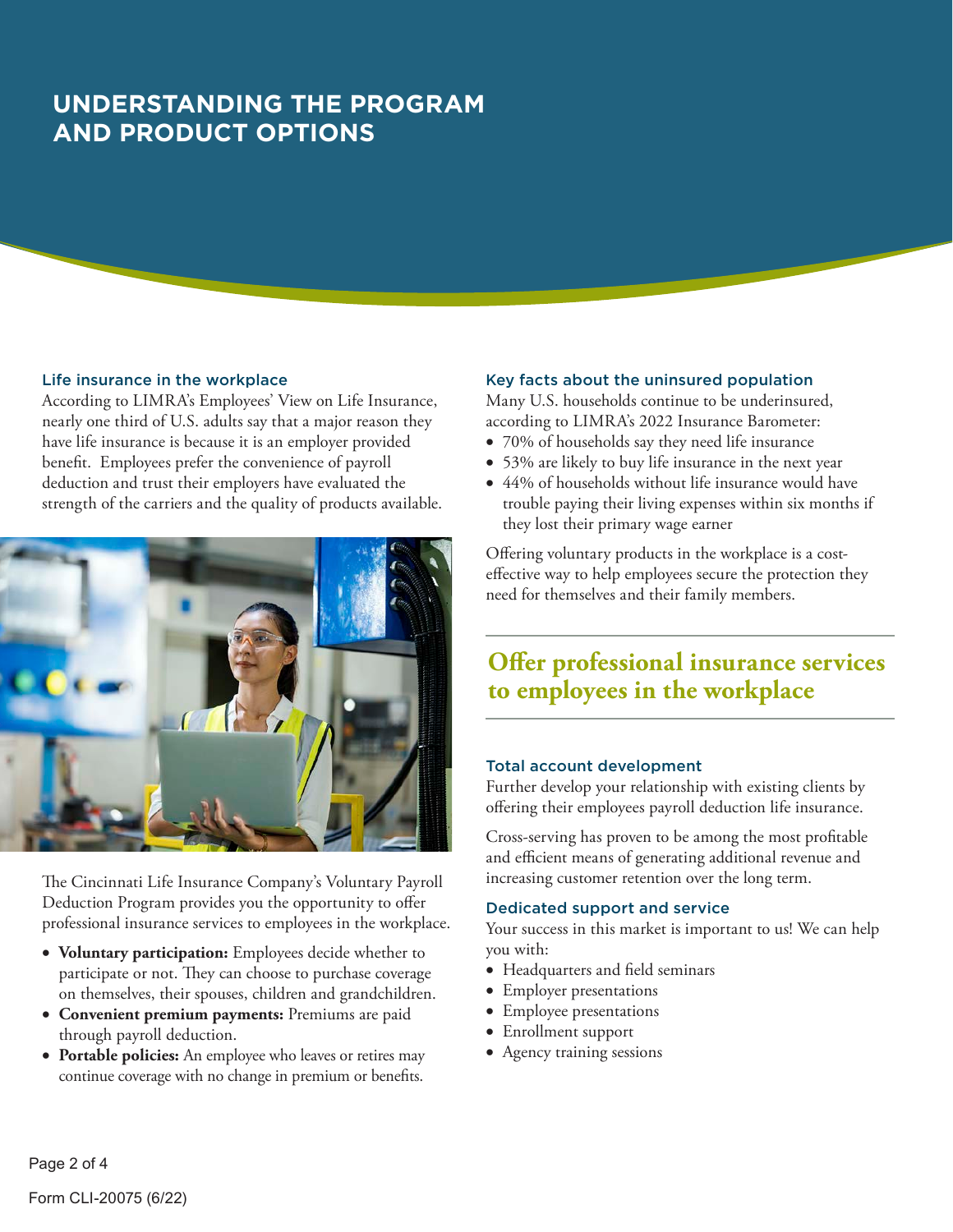# UNDERSTANDING THE PROGRAM AND PRODUCT OPTIONS

### Life insurance in the workplace

According to LIMRA's Employees' View on Life Insurance, nearly one third of U.S. adults say that a major reason they have life insurance is because it is an employer provided benefit. Employees prefer the convenience of payroll deduction and trust their employers have evaluated the strength of the carriers and the quality of products available.

The Cincinnati Life Insurance Company's Voluntary Payroll Deduction Program provides you the opportunity to offer professional insurance services to employees in the workplace.

- **Voluntary participation:** Employees decide whether to participate or not. They can choose to purchase coverage on themselves, their spouses, children and grandchildren.
- **Convenient premium payments:** Premiums are paid through payroll deduction.
- **Portable policies:** An employee who leaves or retires may continue coverage with no change in premium or benefits.

### Key facts about the uninsured population

Many U.S. households continue to be underinsured, according to LIMRA's 2022 Insurance Barometer:

- 70% of households say they need life insurance
- 53% are likely to buy life insurance in the next year
- 44% of households without life insurance would have trouble paying their living expenses within six months if they lost their primary wage earner

Offering voluntary products in the workplace is a cost-effective way to help employees secure the protection they need for themselves and their family members.

## Offer professional insurance services to employees in the workplace

### Total account development

Further develop your relationship with existing clients by offering their employees payroll deduction life insurance.

Cross-serving has proven to be among the most profitable and efficient means of generating additional revenue and increasing customer retention over the long term.

### Dedicated support and service

Your success in this market is important to us! We can help you with:

- Headquarters and field seminars
- Employer presentations
- Employee presentations
- Enrollment support
- Agency training sessions

Form CLI-20075 (6/22)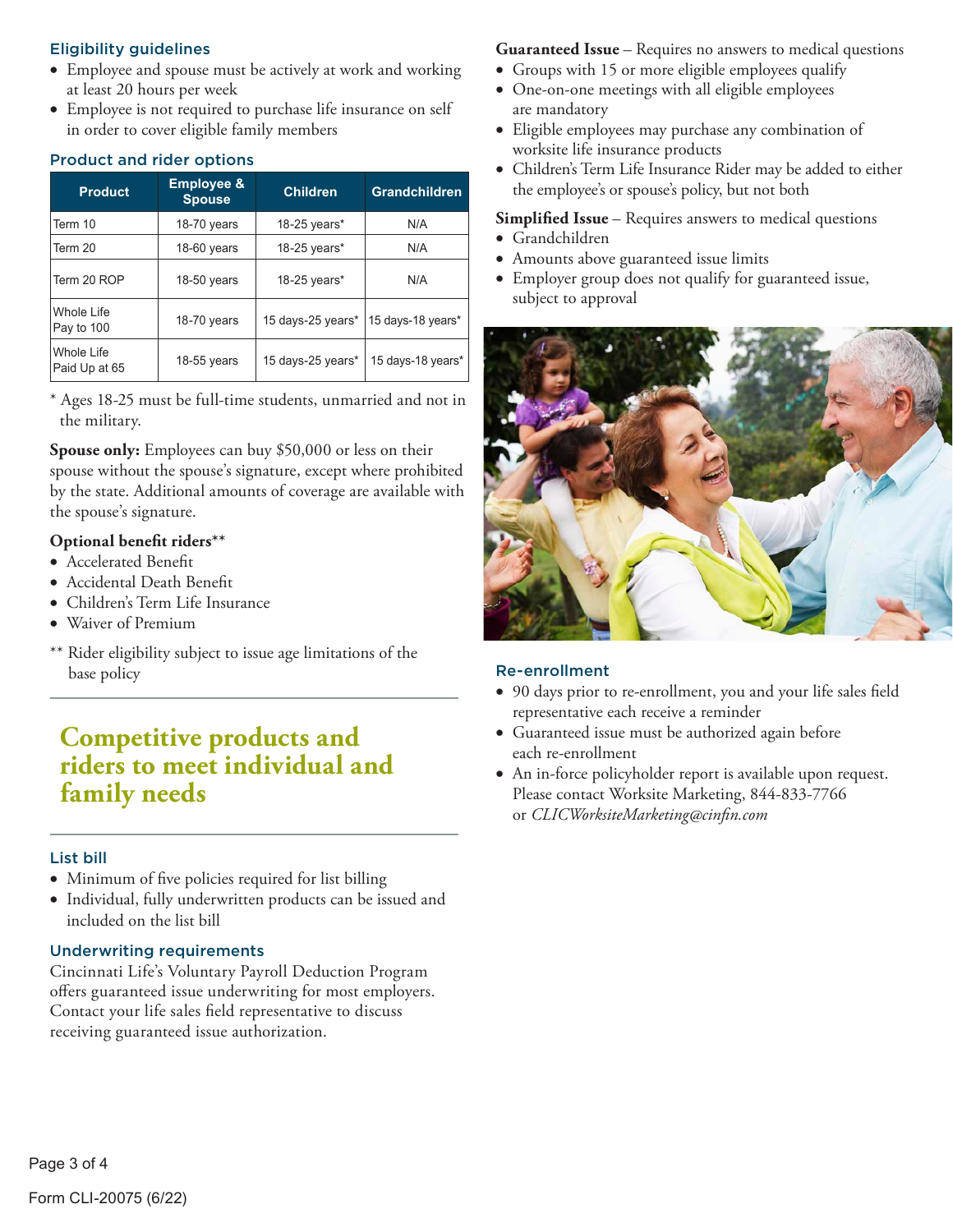### Eligibility guidelines

- Employee and spouse must be actively at work and working at least 20 hours per week
- Employee is not required to purchase life insurance on self in order to cover eligible family members

### Product and rider options

| Product | Employee & Spouse | Children | Grandchildren |
|---|---|---|---|
| Term 10 | 18-70 years | 18-25 years* | N/A |
| Term 20 | 18-60 years | 18-25 years* | N/A |
| Term 20 ROP | 18-50 years | 18-25 years* | N/A |
| Whole Life Pay to 100 | 18-70 years | 15 days-25 years* | 15 days-18 years* |
| Whole Life Paid Up at 65 | 18-55 years | 15 days-25 years* | 15 days-18 years* |

\* Ages 18-25 must be full-time students, unmarried and not in the military.

**Spouse only:** Employees can buy $50,000 or less on their spouse without the spouse's signature, except where prohibited by the state. Additional amounts of coverage are available with the spouse's signature.

**Optional benefit riders****

- Accelerated Benefit
- Accidental Death Benefit
- Children's Term Life Insurance
- Waiver of Premium

** Rider eligibility subject to issue age limitations of the base policy

## Competitive products and riders to meet individual and family needs

### List bill

- Minimum of five policies required for list billing
- Individual, fully underwritten products can be issued and included on the list bill

### Underwriting requirements

Cincinnati Life's Voluntary Payroll Deduction Program offers guaranteed issue underwriting for most employers. Contact your life sales field representative to discuss receiving guaranteed issue authorization.

**Guaranteed Issue** – Requires no answers to medical questions

- Groups with 15 or more eligible employees qualify
- One-on-one meetings with all eligible employees are mandatory
- Eligible employees may purchase any combination of worksite life insurance products
- Children's Term Life Insurance Rider may be added to either the employee's or spouse's policy, but not both

**Simplified Issue** – Requires answers to medical questions

- Grandchildren
- Amounts above guaranteed issue limits
- Employer group does not qualify for guaranteed issue, subject to approval

### Re-enrollment

- 90 days prior to re-enrollment, you and your life sales field representative each receive a reminder
- Guaranteed issue must be authorized again before each re-enrollment
- An in-force policyholder report is available upon request. Please contact Worksite Marketing, 844-833-7766 or *CLICWorksiteMarketing@cinfin.com*

Form CLI-20075 (6/22)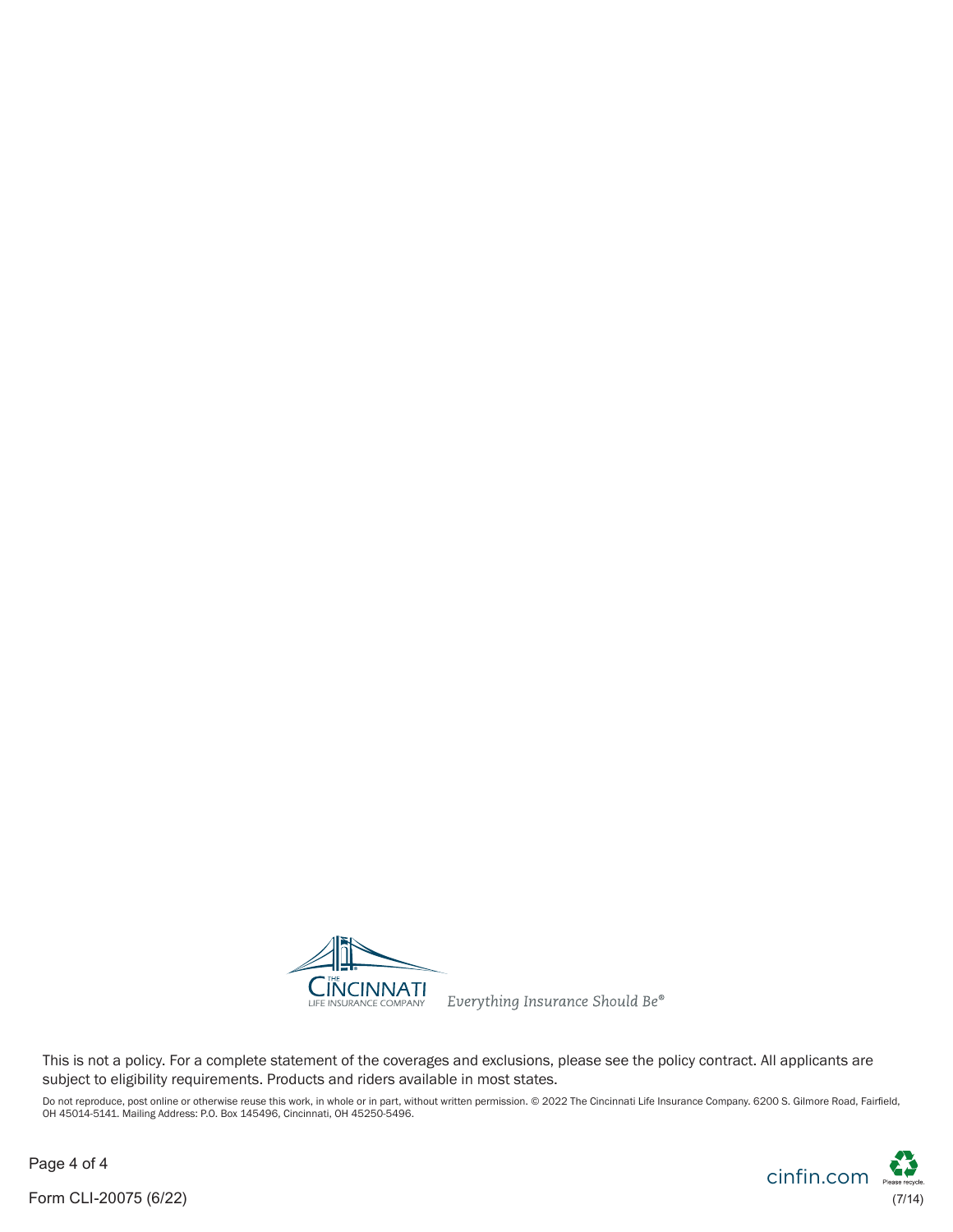THE CINCINNATI LIFE INSURANCE COMPANY

*Everything Insurance Should Be®*

This is not a policy. For a complete statement of the coverages and exclusions, please see the policy contract. All applicants are subject to eligibility requirements. Products and riders available in most states.

Do not reproduce, post online or otherwise reuse this work, in whole or in part, without written permission. © 2022 The Cincinnati Life Insurance Company. 6200 S. Gilmore Road, Fairfield, OH 45014-5141. Mailing Address: P.O. Box 145496, Cincinnati, OH 45250-5496.

cinfin.com

Please recycle.

Form CLI-20075 (6/22)

(7/14)